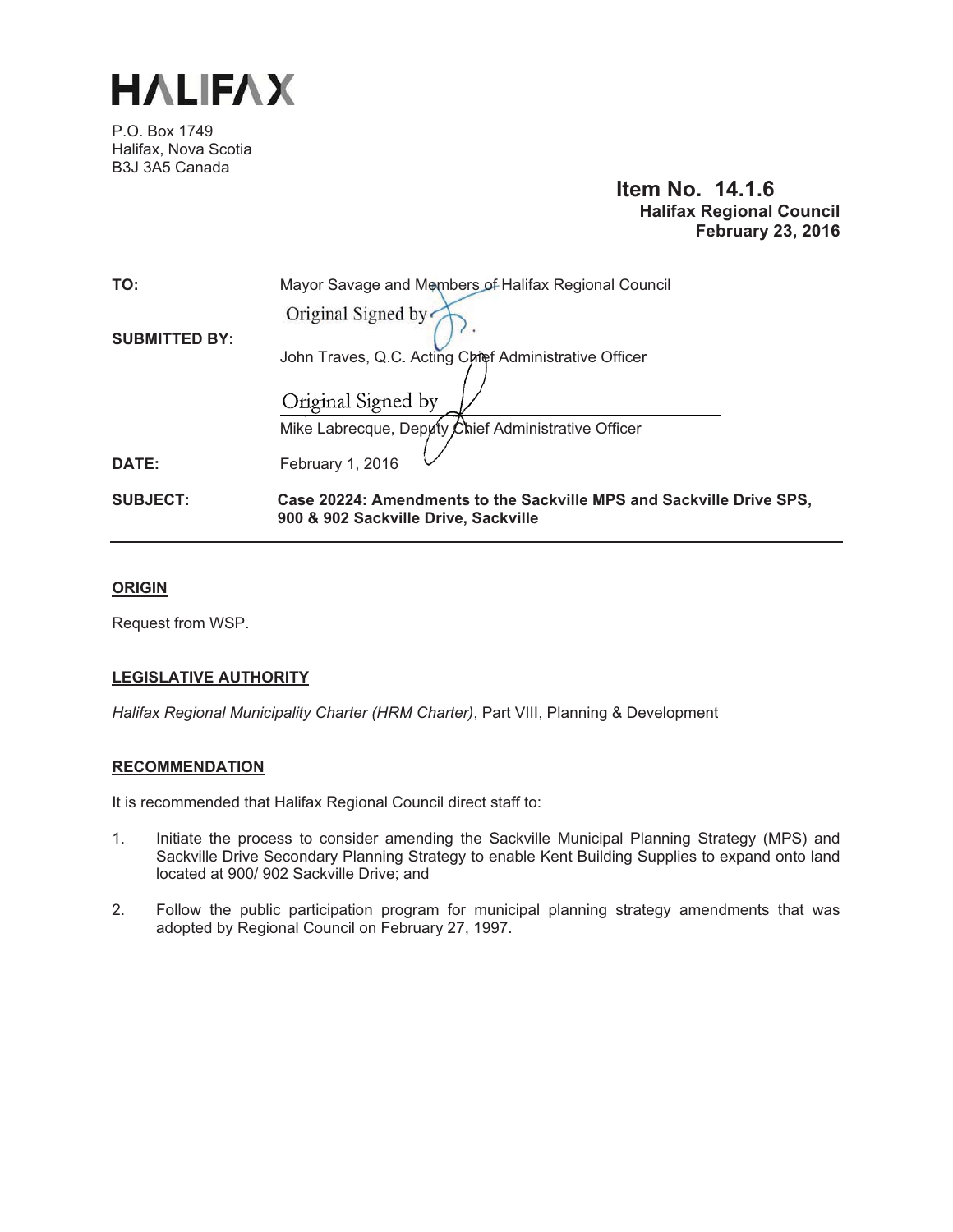# HALIFAX

P.O. Box 1749
Halifax, Nova Scotia
B3J 3A5 Canada

**Item No. 14.1.6**
**Halifax Regional Council**
**February 23, 2016**

**TO:** Mayor Savage and Members of Halifax Regional Council

**SUBMITTED BY:**

Original Signed by

John Traves, Q.C. Acting Chief Administrative Officer

Original Signed by

Mike Labrecque, Deputy Chief Administrative Officer

**DATE:** February 1, 2016

**SUBJECT:** **Case 20224: Amendments to the Sackville MPS and Sackville Drive SPS, 900 & 902 Sackville Drive, Sackville**

---

## ORIGIN

Request from WSP.

## LEGISLATIVE AUTHORITY

*Halifax Regional Municipality Charter (HRM Charter)*, Part VIII, Planning & Development

## RECOMMENDATION

It is recommended that Halifax Regional Council direct staff to:

1. Initiate the process to consider amending the Sackville Municipal Planning Strategy (MPS) and Sackville Drive Secondary Planning Strategy to enable Kent Building Supplies to expand onto land located at 900/ 902 Sackville Drive; and

2. Follow the public participation program for municipal planning strategy amendments that was adopted by Regional Council on February 27, 1997.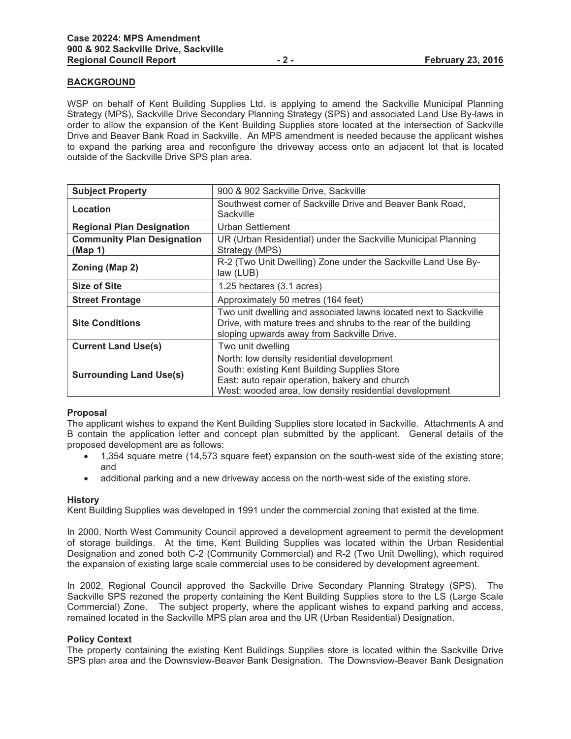## BACKGROUND

WSP on behalf of Kent Building Supplies Ltd. is applying to amend the Sackville Municipal Planning Strategy (MPS), Sackville Drive Secondary Planning Strategy (SPS) and associated Land Use By-laws in order to allow the expansion of the Kent Building Supplies store located at the intersection of Sackville Drive and Beaver Bank Road in Sackville. An MPS amendment is needed because the applicant wishes to expand the parking area and reconfigure the driveway access onto an adjacent lot that is located outside of the Sackville Drive SPS plan area.

| | |
|---|---|
| **Subject Property** | 900 & 902 Sackville Drive, Sackville |
| **Location** | Southwest corner of Sackville Drive and Beaver Bank Road, Sackville |
| **Regional Plan Designation** | Urban Settlement |
| **Community Plan Designation (Map 1)** | UR (Urban Residential) under the Sackville Municipal Planning Strategy (MPS) |
| **Zoning (Map 2)** | R-2 (Two Unit Dwelling) Zone under the Sackville Land Use By-law (LUB) |
| **Size of Site** | 1.25 hectares (3.1 acres) |
| **Street Frontage** | Approximately 50 metres (164 feet) |
| **Site Conditions** | Two unit dwelling and associated lawns located next to Sackville Drive, with mature trees and shrubs to the rear of the building sloping upwards away from Sackville Drive. |
| **Current Land Use(s)** | Two unit dwelling |
| **Surrounding Land Use(s)** | North: low density residential development<br>South: existing Kent Building Supplies Store<br>East: auto repair operation, bakery and church<br>West: wooded area, low density residential development |

### Proposal

The applicant wishes to expand the Kent Building Supplies store located in Sackville. Attachments A and B contain the application letter and concept plan submitted by the applicant. General details of the proposed development are as follows:

- 1,354 square metre (14,573 square feet) expansion on the south-west side of the existing store; and
- additional parking and a new driveway access on the north-west side of the existing store.

### History

Kent Building Supplies was developed in 1991 under the commercial zoning that existed at the time.

In 2000, North West Community Council approved a development agreement to permit the development of storage buildings. At the time, Kent Building Supplies was located within the Urban Residential Designation and zoned both C-2 (Community Commercial) and R-2 (Two Unit Dwelling), which required the expansion of existing large scale commercial uses to be considered by development agreement.

In 2002, Regional Council approved the Sackville Drive Secondary Planning Strategy (SPS). The Sackville SPS rezoned the property containing the Kent Building Supplies store to the LS (Large Scale Commercial) Zone. The subject property, where the applicant wishes to expand parking and access, remained located in the Sackville MPS plan area and the UR (Urban Residential) Designation.

### Policy Context

The property containing the existing Kent Buildings Supplies store is located within the Sackville Drive SPS plan area and the Downsview-Beaver Bank Designation. The Downsview-Beaver Bank Designation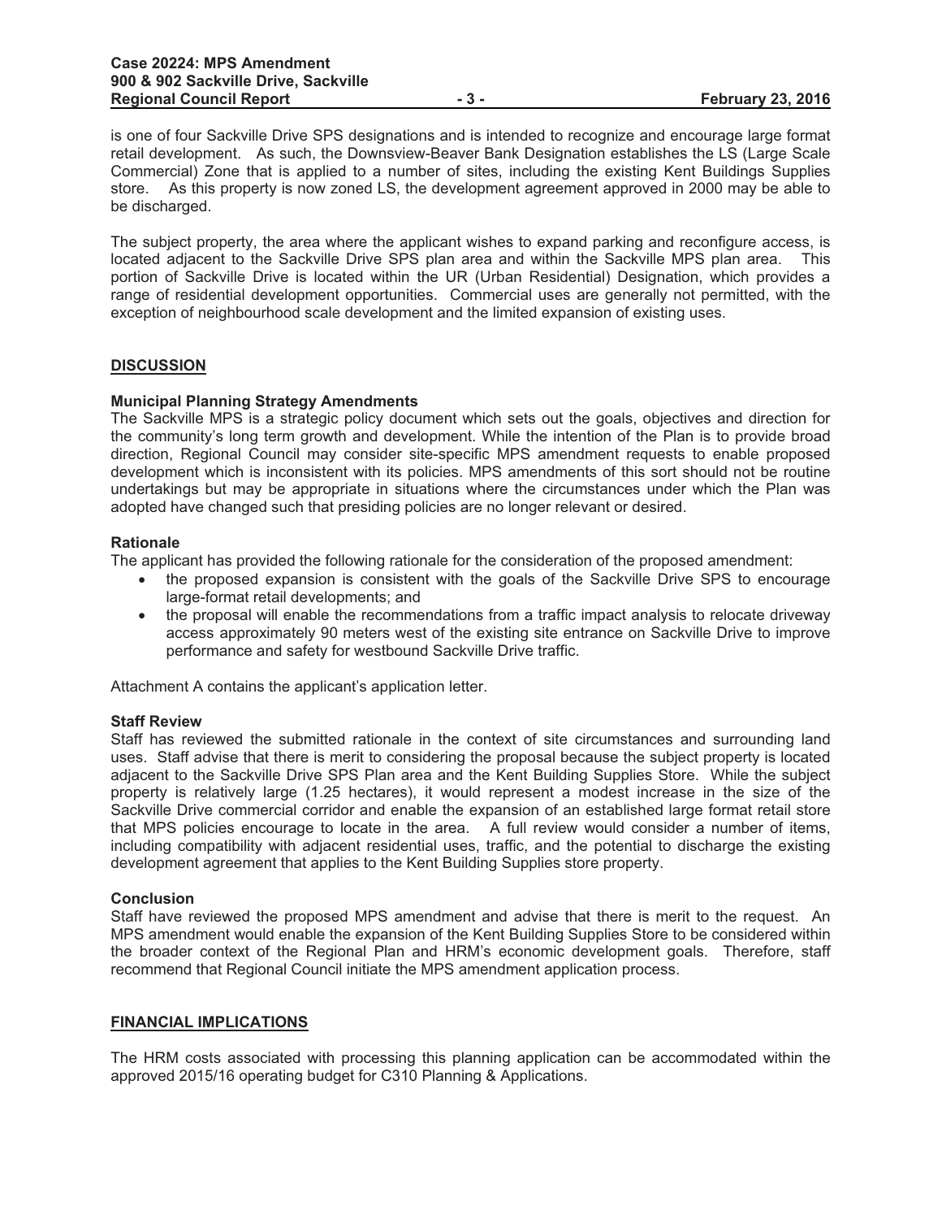is one of four Sackville Drive SPS designations and is intended to recognize and encourage large format retail development. As such, the Downsview-Beaver Bank Designation establishes the LS (Large Scale Commercial) Zone that is applied to a number of sites, including the existing Kent Buildings Supplies store. As this property is now zoned LS, the development agreement approved in 2000 may be able to be discharged.

The subject property, the area where the applicant wishes to expand parking and reconfigure access, is located adjacent to the Sackville Drive SPS plan area and within the Sackville MPS plan area. This portion of Sackville Drive is located within the UR (Urban Residential) Designation, which provides a range of residential development opportunities. Commercial uses are generally not permitted, with the exception of neighbourhood scale development and the limited expansion of existing uses.

## DISCUSSION

### Municipal Planning Strategy Amendments

The Sackville MPS is a strategic policy document which sets out the goals, objectives and direction for the community's long term growth and development. While the intention of the Plan is to provide broad direction, Regional Council may consider site-specific MPS amendment requests to enable proposed development which is inconsistent with its policies. MPS amendments of this sort should not be routine undertakings but may be appropriate in situations where the circumstances under which the Plan was adopted have changed such that presiding policies are no longer relevant or desired.

### Rationale

The applicant has provided the following rationale for the consideration of the proposed amendment:

- the proposed expansion is consistent with the goals of the Sackville Drive SPS to encourage large-format retail developments; and
- the proposal will enable the recommendations from a traffic impact analysis to relocate driveway access approximately 90 meters west of the existing site entrance on Sackville Drive to improve performance and safety for westbound Sackville Drive traffic.

Attachment A contains the applicant's application letter.

### Staff Review

Staff has reviewed the submitted rationale in the context of site circumstances and surrounding land uses. Staff advise that there is merit to considering the proposal because the subject property is located adjacent to the Sackville Drive SPS Plan area and the Kent Building Supplies Store. While the subject property is relatively large (1.25 hectares), it would represent a modest increase in the size of the Sackville Drive commercial corridor and enable the expansion of an established large format retail store that MPS policies encourage to locate in the area. A full review would consider a number of items, including compatibility with adjacent residential uses, traffic, and the potential to discharge the existing development agreement that applies to the Kent Building Supplies store property.

### Conclusion

Staff have reviewed the proposed MPS amendment and advise that there is merit to the request. An MPS amendment would enable the expansion of the Kent Building Supplies Store to be considered within the broader context of the Regional Plan and HRM's economic development goals. Therefore, staff recommend that Regional Council initiate the MPS amendment application process.

## FINANCIAL IMPLICATIONS

The HRM costs associated with processing this planning application can be accommodated within the approved 2015/16 operating budget for C310 Planning & Applications.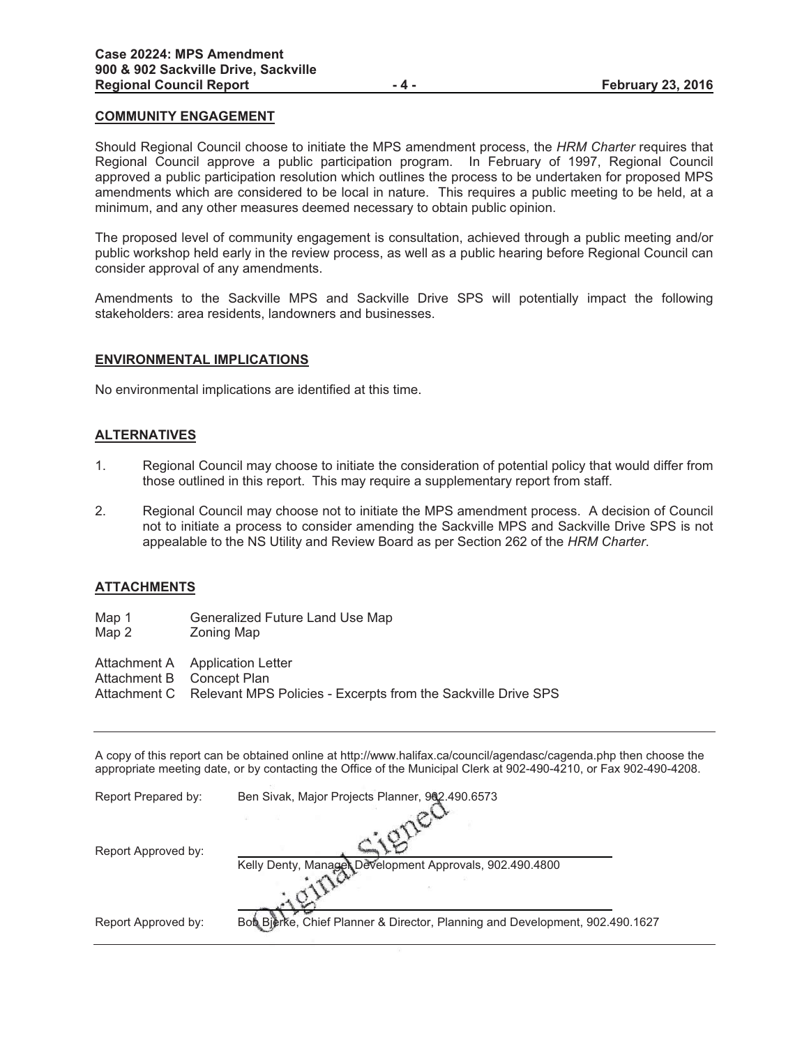## COMMUNITY ENGAGEMENT

Should Regional Council choose to initiate the MPS amendment process, the *HRM Charter* requires that Regional Council approve a public participation program. In February of 1997, Regional Council approved a public participation resolution which outlines the process to be undertaken for proposed MPS amendments which are considered to be local in nature. This requires a public meeting to be held, at a minimum, and any other measures deemed necessary to obtain public opinion.

The proposed level of community engagement is consultation, achieved through a public meeting and/or public workshop held early in the review process, as well as a public hearing before Regional Council can consider approval of any amendments.

Amendments to the Sackville MPS and Sackville Drive SPS will potentially impact the following stakeholders: area residents, landowners and businesses.

## ENVIRONMENTAL IMPLICATIONS

No environmental implications are identified at this time.

## ALTERNATIVES

1. Regional Council may choose to initiate the consideration of potential policy that would differ from those outlined in this report. This may require a supplementary report from staff.

2. Regional Council may choose not to initiate the MPS amendment process. A decision of Council not to initiate a process to consider amending the Sackville MPS and Sackville Drive SPS is not appealable to the NS Utility and Review Board as per Section 262 of the *HRM Charter*.

## ATTACHMENTS

Map 1 Generalized Future Land Use Map
Map 2 Zoning Map

Attachment A Application Letter
Attachment B Concept Plan
Attachment C Relevant MPS Policies - Excerpts from the Sackville Drive SPS

---

A copy of this report can be obtained online at http://www.halifax.ca/council/agendasc/cagenda.php then choose the appropriate meeting date, or by contacting the Office of the Municipal Clerk at 902-490-4210, or Fax 902-490-4208.

Report Prepared by: Ben Sivak, Major Projects Planner, 902.490.6573

Report Approved by: Original Signed
Kelly Denty, Manager Development Approvals, 902.490.4800

Report Approved by:
Bob Bjerke, Chief Planner & Director, Planning and Development, 902.490.1627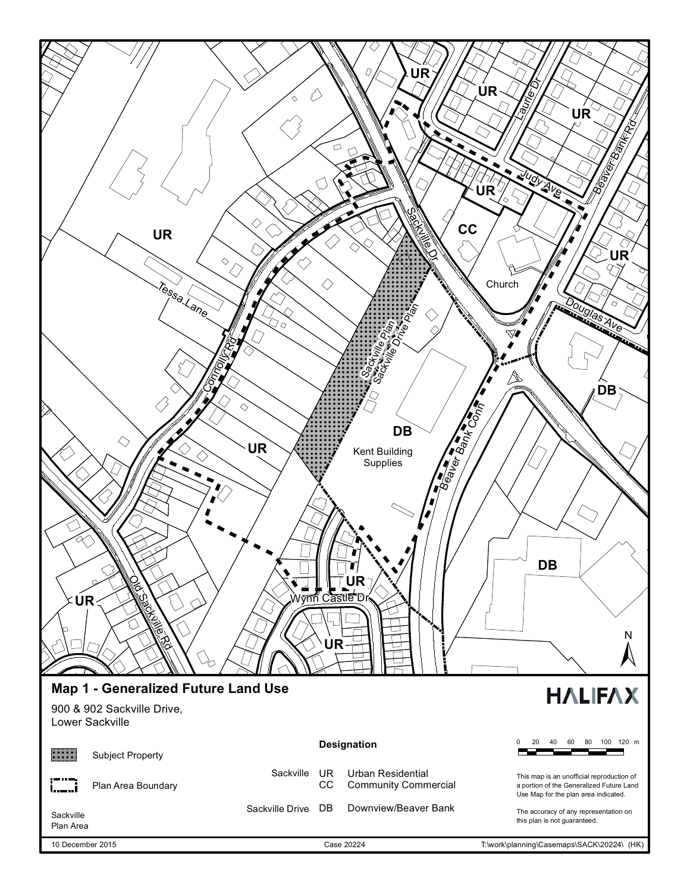# Map 1 - Generalized Future Land Use

900 & 902 Sackville Drive,
Lower Sackville

Subject Property

Plan Area Boundary

Sackville Plan Area

**Designation**

| | | |
|---|---|---|
| Sackville | UR | Urban Residential |
| | CC | Community Commercial |
| Sackville Drive | DB | Downview/Beaver Bank |

0 20 40 60 80 100 120 m

This map is an unofficial reproduction of a portion of the Generalized Future Land Use Map for the plan area indicated.

The accuracy of any representation on this plan is not guaranteed.

10 December 2015 | Case 20224 | T:\work\planning\Casemaps\SACK\20224\ (HK)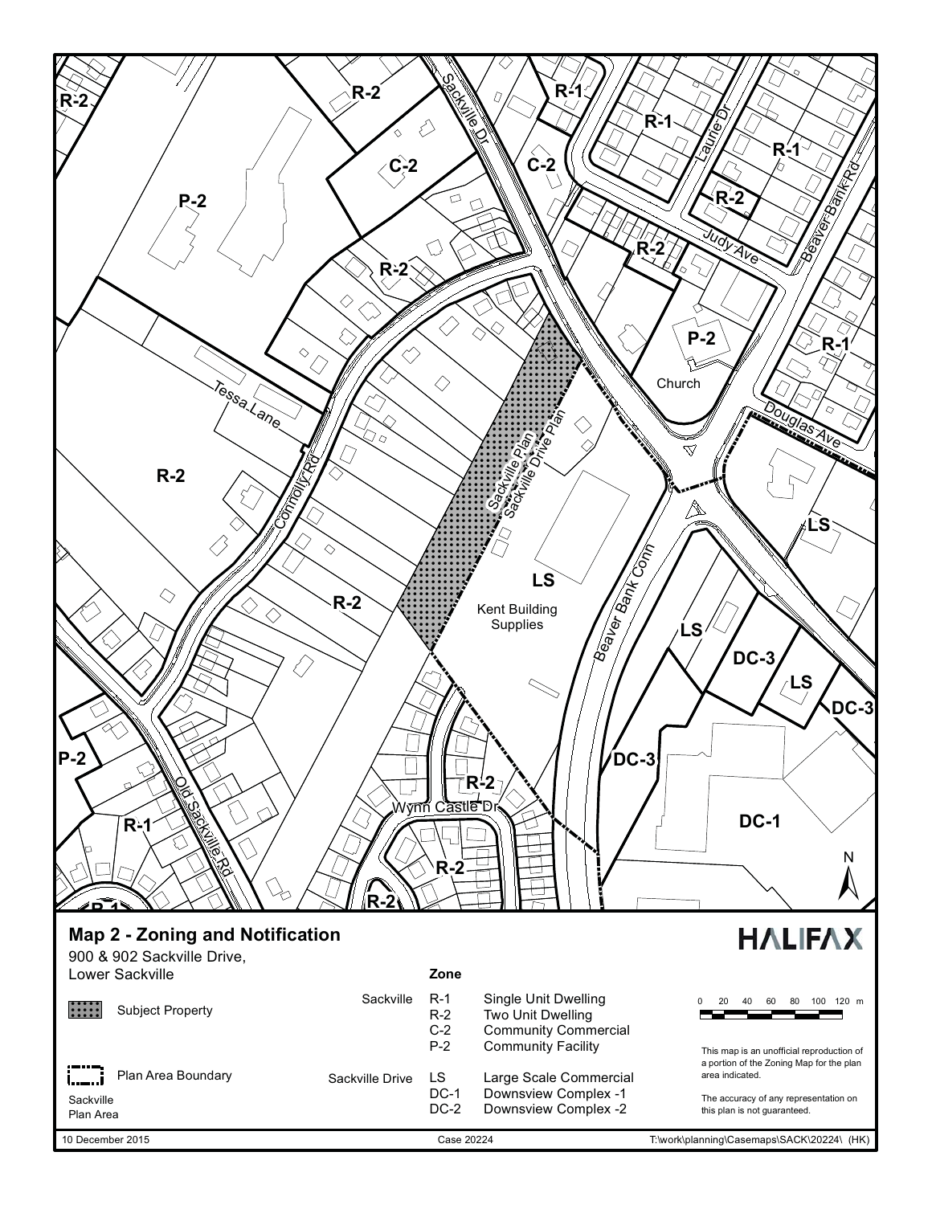## Map 2 - Zoning and Notification

900 & 902 Sackville Drive,
Lower Sackville

Subject Property

Plan Area Boundary

Sackville Plan Area

**Zone**

| Plan Area | Zone | Description |
|---|---|---|
| Sackville | R-1 | Single Unit Dwelling |
| | R-2 | Two Unit Dwelling |
| | C-2 | Community Commercial |
| | P-2 | Community Facility |
| Sackville Drive | LS | Large Scale Commercial |
| | DC-1 | Downsview Complex -1 |
| | DC-2 | Downsview Complex -2 |

0 20 40 60 80 100 120 m

This map is an unofficial reproduction of a portion of the Zoning Map for the plan area indicated.

The accuracy of any representation on this plan is not guaranteed.

10 December 2015

Case 20224

T:\work\planning\Casemaps\SACK\20224\ (HK)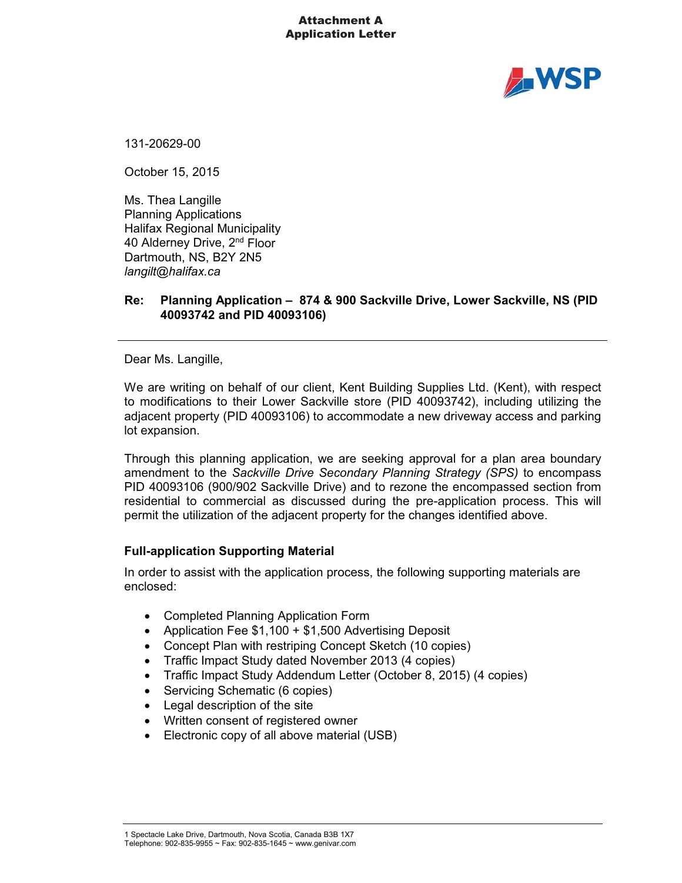**Attachment A**
**Application Letter**

131-20629-00

October 15, 2015

Ms. Thea Langille
Planning Applications
Halifax Regional Municipality
40 Alderney Drive, 2nd Floor
Dartmouth, NS, B2Y 2N5
*langilt@halifax.ca*

**Re: Planning Application – 874 & 900 Sackville Drive, Lower Sackville, NS (PID 40093742 and PID 40093106)**

---

Dear Ms. Langille,

We are writing on behalf of our client, Kent Building Supplies Ltd. (Kent), with respect to modifications to their Lower Sackville store (PID 40093742), including utilizing the adjacent property (PID 40093106) to accommodate a new driveway access and parking lot expansion.

Through this planning application, we are seeking approval for a plan area boundary amendment to the *Sackville Drive Secondary Planning Strategy (SPS)* to encompass PID 40093106 (900/902 Sackville Drive) and to rezone the encompassed section from residential to commercial as discussed during the pre-application process. This will permit the utilization of the adjacent property for the changes identified above.

### Full-application Supporting Material

In order to assist with the application process, the following supporting materials are enclosed:

- Completed Planning Application Form
- Application Fee $1,100 + $1,500 Advertising Deposit
- Concept Plan with restriping Concept Sketch (10 copies)
- Traffic Impact Study dated November 2013 (4 copies)
- Traffic Impact Study Addendum Letter (October 8, 2015) (4 copies)
- Servicing Schematic (6 copies)
- Legal description of the site
- Written consent of registered owner
- Electronic copy of all above material (USB)

1 Spectacle Lake Drive, Dartmouth, Nova Scotia, Canada B3B 1X7
Telephone: 902-835-9955 ~ Fax: 902-835-1645 ~ www.genivar.com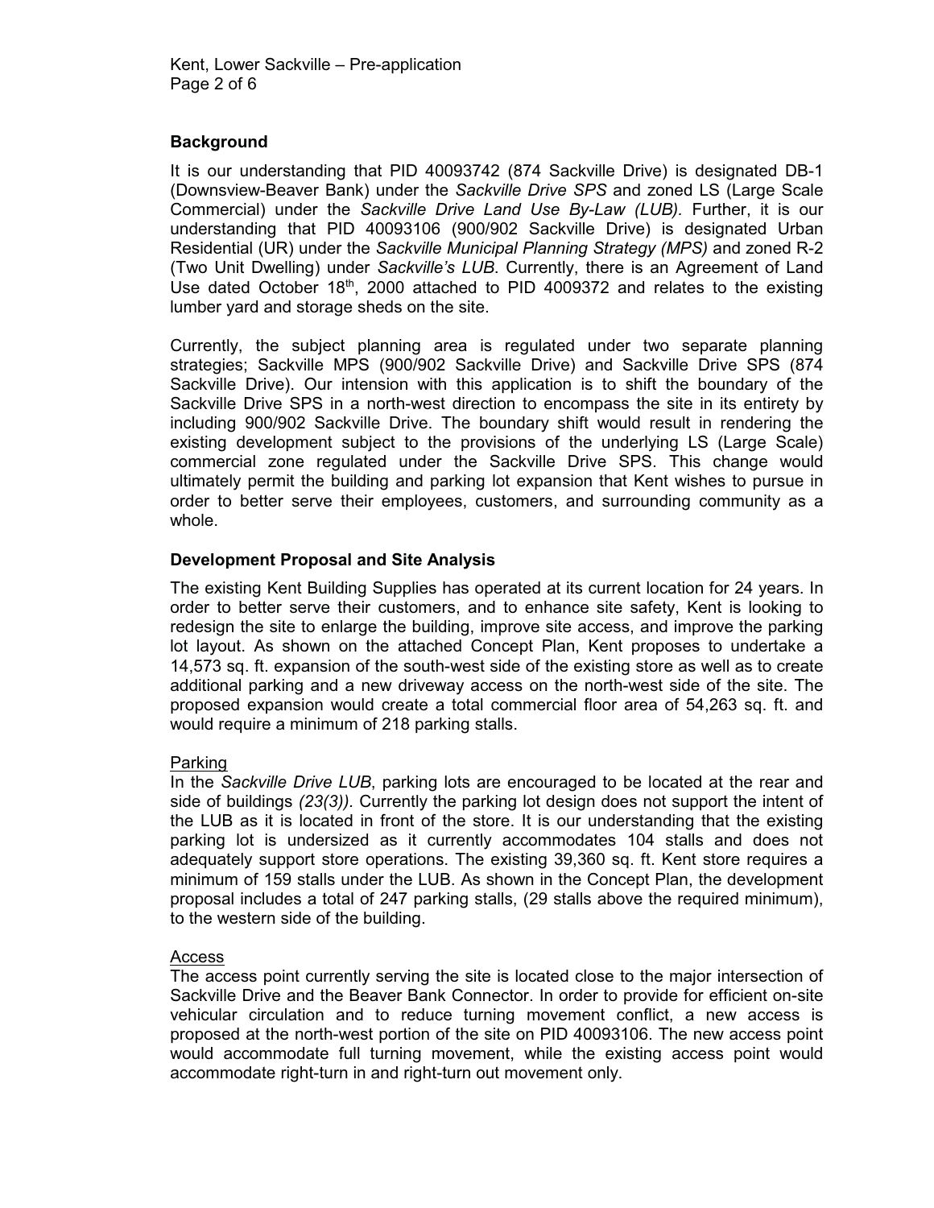## Background

It is our understanding that PID 40093742 (874 Sackville Drive) is designated DB-1 (Downsview-Beaver Bank) under the *Sackville Drive SPS* and zoned LS (Large Scale Commercial) under the *Sackville Drive Land Use By-Law (LUB).* Further, it is our understanding that PID 40093106 (900/902 Sackville Drive) is designated Urban Residential (UR) under the *Sackville Municipal Planning Strategy (MPS)* and zoned R-2 (Two Unit Dwelling) under *Sackville's LUB*. Currently, there is an Agreement of Land Use dated October 18th, 2000 attached to PID 4009372 and relates to the existing lumber yard and storage sheds on the site.

Currently, the subject planning area is regulated under two separate planning strategies; Sackville MPS (900/902 Sackville Drive) and Sackville Drive SPS (874 Sackville Drive). Our intension with this application is to shift the boundary of the Sackville Drive SPS in a north-west direction to encompass the site in its entirety by including 900/902 Sackville Drive. The boundary shift would result in rendering the existing development subject to the provisions of the underlying LS (Large Scale) commercial zone regulated under the Sackville Drive SPS. This change would ultimately permit the building and parking lot expansion that Kent wishes to pursue in order to better serve their employees, customers, and surrounding community as a whole.

## Development Proposal and Site Analysis

The existing Kent Building Supplies has operated at its current location for 24 years. In order to better serve their customers, and to enhance site safety, Kent is looking to redesign the site to enlarge the building, improve site access, and improve the parking lot layout. As shown on the attached Concept Plan, Kent proposes to undertake a 14,573 sq. ft. expansion of the south-west side of the existing store as well as to create additional parking and a new driveway access on the north-west side of the site. The proposed expansion would create a total commercial floor area of 54,263 sq. ft. and would require a minimum of 218 parking stalls.

### Parking

In the *Sackville Drive LUB*, parking lots are encouraged to be located at the rear and side of buildings *(23(3)).* Currently the parking lot design does not support the intent of the LUB as it is located in front of the store. It is our understanding that the existing parking lot is undersized as it currently accommodates 104 stalls and does not adequately support store operations. The existing 39,360 sq. ft. Kent store requires a minimum of 159 stalls under the LUB. As shown in the Concept Plan, the development proposal includes a total of 247 parking stalls, (29 stalls above the required minimum), to the western side of the building.

### Access

The access point currently serving the site is located close to the major intersection of Sackville Drive and the Beaver Bank Connector. In order to provide for efficient on-site vehicular circulation and to reduce turning movement conflict, a new access is proposed at the north-west portion of the site on PID 40093106. The new access point would accommodate full turning movement, while the existing access point would accommodate right-turn in and right-turn out movement only.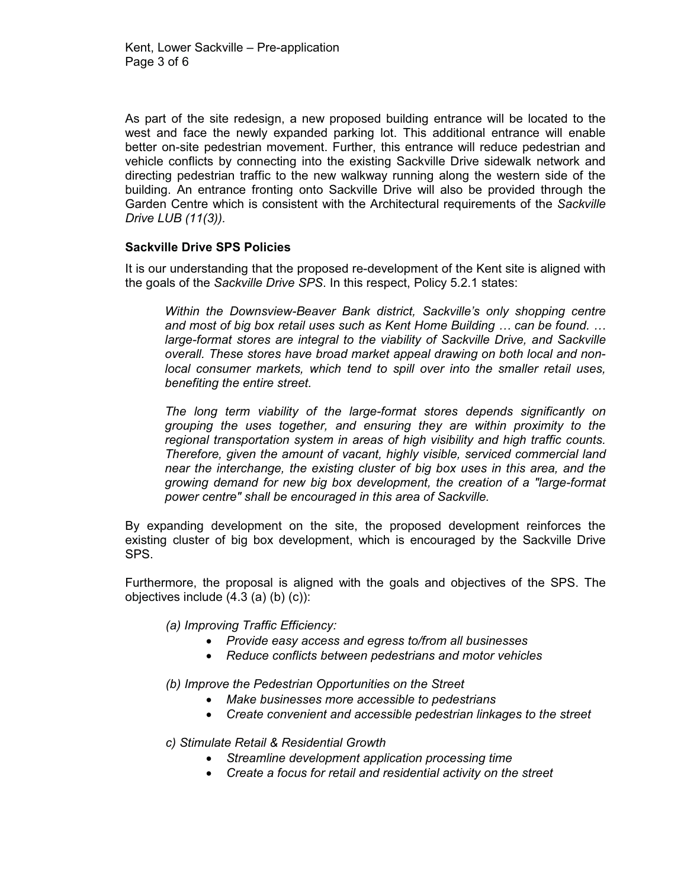As part of the site redesign, a new proposed building entrance will be located to the west and face the newly expanded parking lot. This additional entrance will enable better on-site pedestrian movement. Further, this entrance will reduce pedestrian and vehicle conflicts by connecting into the existing Sackville Drive sidewalk network and directing pedestrian traffic to the new walkway running along the western side of the building. An entrance fronting onto Sackville Drive will also be provided through the Garden Centre which is consistent with the Architectural requirements of the *Sackville Drive LUB (11(3)).*

**Sackville Drive SPS Policies**

It is our understanding that the proposed re-development of the Kent site is aligned with the goals of the *Sackville Drive SPS*. In this respect, Policy 5.2.1 states:

> *Within the Downsview-Beaver Bank district, Sackville's only shopping centre and most of big box retail uses such as Kent Home Building … can be found. … large-format stores are integral to the viability of Sackville Drive, and Sackville overall. These stores have broad market appeal drawing on both local and non-local consumer markets, which tend to spill over into the smaller retail uses, benefiting the entire street.*
>
> *The long term viability of the large-format stores depends significantly on grouping the uses together, and ensuring they are within proximity to the regional transportation system in areas of high visibility and high traffic counts. Therefore, given the amount of vacant, highly visible, serviced commercial land near the interchange, the existing cluster of big box uses in this area, and the growing demand for new big box development, the creation of a "large-format power centre" shall be encouraged in this area of Sackville.*

By expanding development on the site, the proposed development reinforces the existing cluster of big box development, which is encouraged by the Sackville Drive SPS.

Furthermore, the proposal is aligned with the goals and objectives of the SPS. The objectives include (4.3 (a) (b) (c)):

*(a) Improving Traffic Efficiency:*

- *Provide easy access and egress to/from all businesses*
- *Reduce conflicts between pedestrians and motor vehicles*

*(b) Improve the Pedestrian Opportunities on the Street*

- *Make businesses more accessible to pedestrians*
- *Create convenient and accessible pedestrian linkages to the street*

*c) Stimulate Retail & Residential Growth*

- *Streamline development application processing time*
- *Create a focus for retail and residential activity on the street*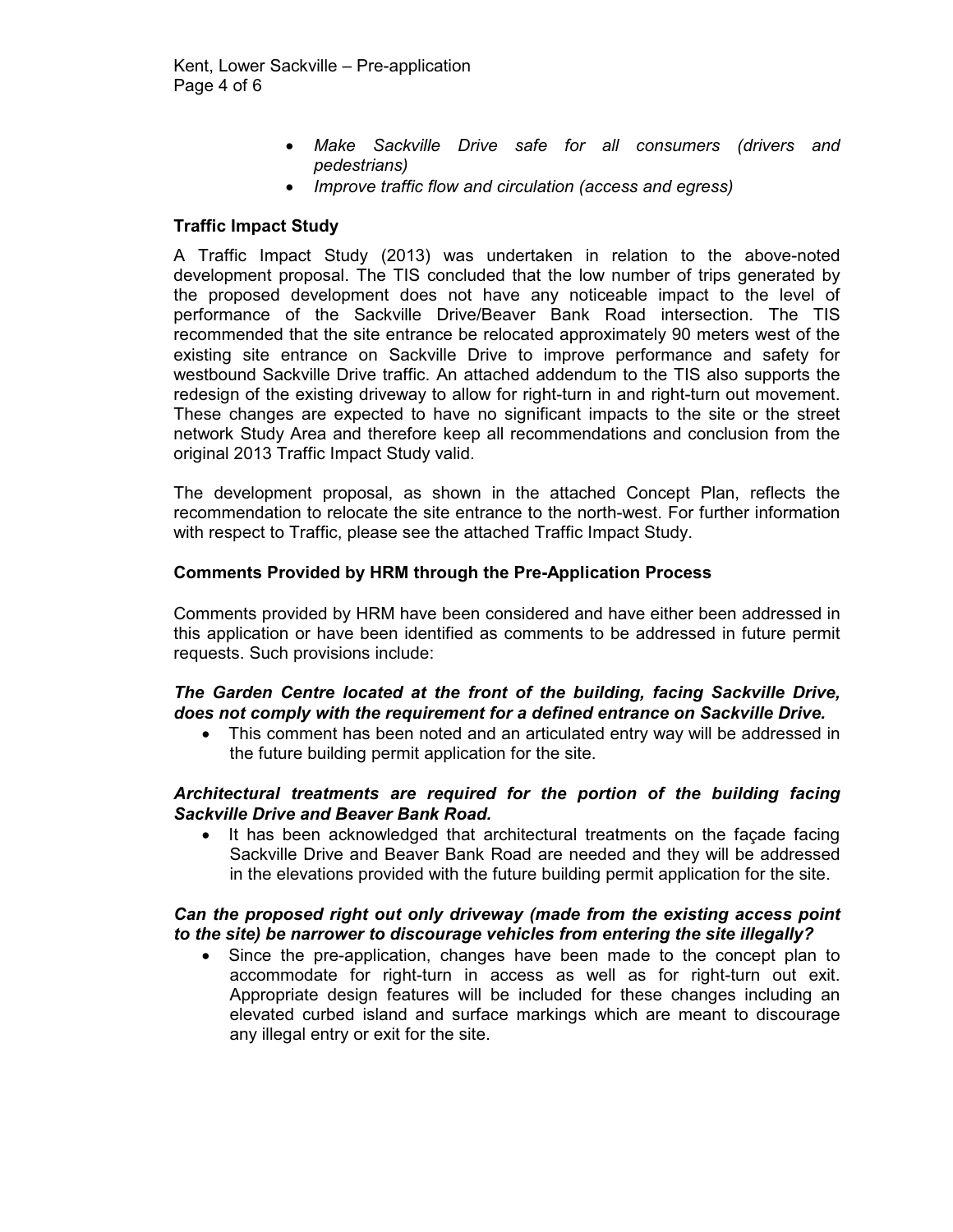- *Make Sackville Drive safe for all consumers (drivers and pedestrians)*
- *Improve traffic flow and circulation (access and egress)*

**Traffic Impact Study**

A Traffic Impact Study (2013) was undertaken in relation to the above-noted development proposal. The TIS concluded that the low number of trips generated by the proposed development does not have any noticeable impact to the level of performance of the Sackville Drive/Beaver Bank Road intersection. The TIS recommended that the site entrance be relocated approximately 90 meters west of the existing site entrance on Sackville Drive to improve performance and safety for westbound Sackville Drive traffic. An attached addendum to the TIS also supports the redesign of the existing driveway to allow for right-turn in and right-turn out movement. These changes are expected to have no significant impacts to the site or the street network Study Area and therefore keep all recommendations and conclusion from the original 2013 Traffic Impact Study valid.

The development proposal, as shown in the attached Concept Plan, reflects the recommendation to relocate the site entrance to the north-west. For further information with respect to Traffic, please see the attached Traffic Impact Study.

**Comments Provided by HRM through the Pre-Application Process**

Comments provided by HRM have been considered and have either been addressed in this application or have been identified as comments to be addressed in future permit requests. Such provisions include:

***The Garden Centre located at the front of the building, facing Sackville Drive, does not comply with the requirement for a defined entrance on Sackville Drive.***

- This comment has been noted and an articulated entry way will be addressed in the future building permit application for the site.

***Architectural treatments are required for the portion of the building facing Sackville Drive and Beaver Bank Road.***

- It has been acknowledged that architectural treatments on the façade facing Sackville Drive and Beaver Bank Road are needed and they will be addressed in the elevations provided with the future building permit application for the site.

***Can the proposed right out only driveway (made from the existing access point to the site) be narrower to discourage vehicles from entering the site illegally?***

- Since the pre-application, changes have been made to the concept plan to accommodate for right-turn in access as well as for right-turn out exit. Appropriate design features will be included for these changes including an elevated curbed island and surface markings which are meant to discourage any illegal entry or exit for the site.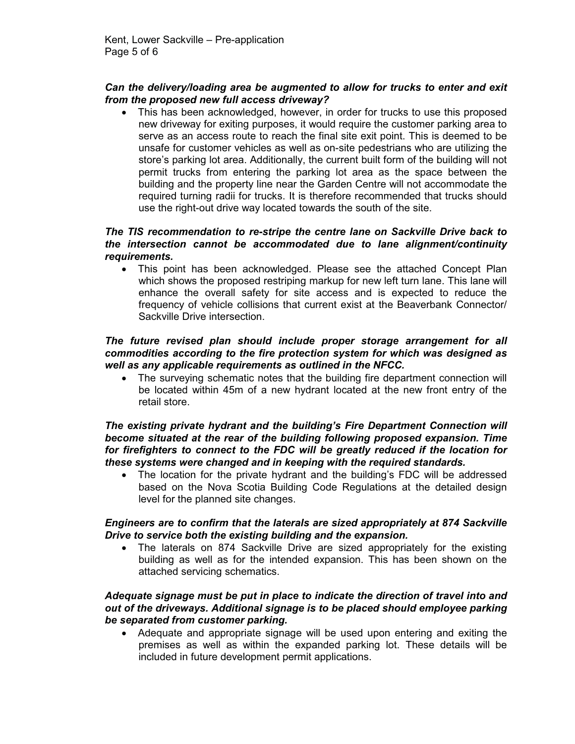***Can the delivery/loading area be augmented to allow for trucks to enter and exit from the proposed new full access driveway?***

- This has been acknowledged, however, in order for trucks to use this proposed new driveway for exiting purposes, it would require the customer parking area to serve as an access route to reach the final site exit point. This is deemed to be unsafe for customer vehicles as well as on-site pedestrians who are utilizing the store's parking lot area. Additionally, the current built form of the building will not permit trucks from entering the parking lot area as the space between the building and the property line near the Garden Centre will not accommodate the required turning radii for trucks. It is therefore recommended that trucks should use the right-out drive way located towards the south of the site.

***The TIS recommendation to re-stripe the centre lane on Sackville Drive back to the intersection cannot be accommodated due to lane alignment/continuity requirements.***

- This point has been acknowledged. Please see the attached Concept Plan which shows the proposed restriping markup for new left turn lane. This lane will enhance the overall safety for site access and is expected to reduce the frequency of vehicle collisions that current exist at the Beaverbank Connector/ Sackville Drive intersection.

***The future revised plan should include proper storage arrangement for all commodities according to the fire protection system for which was designed as well as any applicable requirements as outlined in the NFCC.***

- The surveying schematic notes that the building fire department connection will be located within 45m of a new hydrant located at the new front entry of the retail store.

***The existing private hydrant and the building's Fire Department Connection will become situated at the rear of the building following proposed expansion. Time for firefighters to connect to the FDC will be greatly reduced if the location for these systems were changed and in keeping with the required standards.***

- The location for the private hydrant and the building's FDC will be addressed based on the Nova Scotia Building Code Regulations at the detailed design level for the planned site changes.

***Engineers are to confirm that the laterals are sized appropriately at 874 Sackville Drive to service both the existing building and the expansion.***

- The laterals on 874 Sackville Drive are sized appropriately for the existing building as well as for the intended expansion. This has been shown on the attached servicing schematics.

***Adequate signage must be put in place to indicate the direction of travel into and out of the driveways. Additional signage is to be placed should employee parking be separated from customer parking.***

- Adequate and appropriate signage will be used upon entering and exiting the premises as well as within the expanded parking lot. These details will be included in future development permit applications.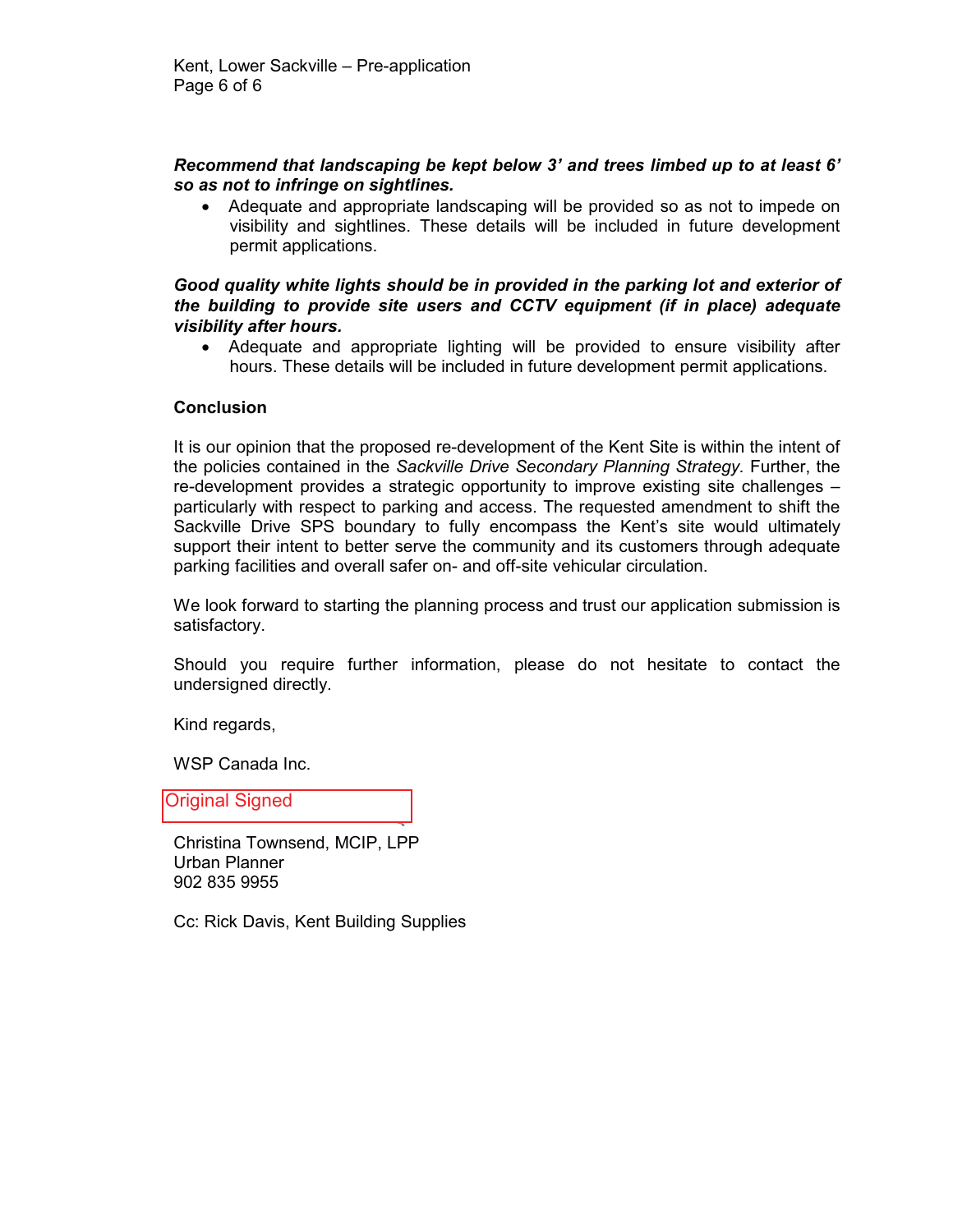***Recommend that landscaping be kept below 3' and trees limbed up to at least 6' so as not to infringe on sightlines.***

- Adequate and appropriate landscaping will be provided so as not to impede on visibility and sightlines. These details will be included in future development permit applications.

***Good quality white lights should be in provided in the parking lot and exterior of the building to provide site users and CCTV equipment (if in place) adequate visibility after hours.***

- Adequate and appropriate lighting will be provided to ensure visibility after hours. These details will be included in future development permit applications.

**Conclusion**

It is our opinion that the proposed re-development of the Kent Site is within the intent of the policies contained in the *Sackville Drive Secondary Planning Strategy.* Further, the re-development provides a strategic opportunity to improve existing site challenges – particularly with respect to parking and access. The requested amendment to shift the Sackville Drive SPS boundary to fully encompass the Kent's site would ultimately support their intent to better serve the community and its customers through adequate parking facilities and overall safer on- and off-site vehicular circulation.

We look forward to starting the planning process and trust our application submission is satisfactory.

Should you require further information, please do not hesitate to contact the undersigned directly.

Kind regards,

WSP Canada Inc.

Original Signed

Christina Townsend, MCIP, LPP
Urban Planner
902 835 9955

Cc: Rick Davis, Kent Building Supplies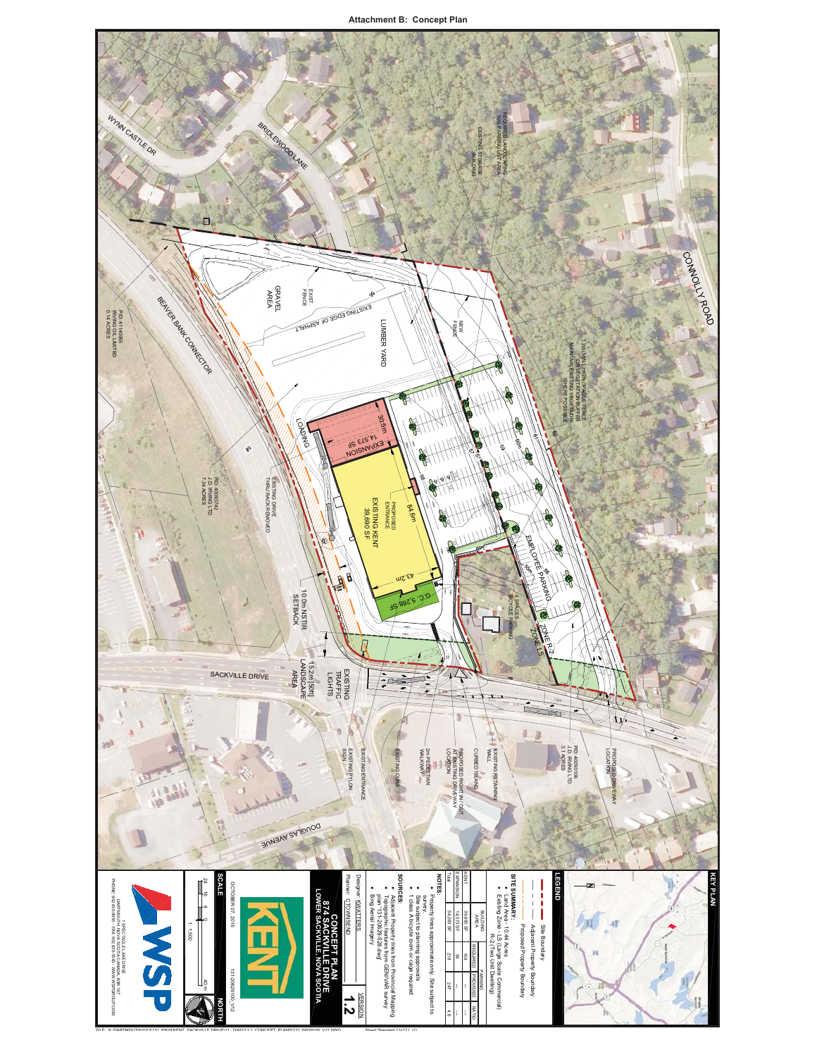**Attachment B: Concept Plan**

WYNN CASTLE DR

BRIDLEWOOD LANE

CONNOLLY ROAD

REQUIRED LANDSCAPING 10% PARKING LOT AREA

EXISTING STORAGE BUILDING

1.2m (MIN.) HIGH OPAQUE FENCE OR VEGETATION BUFFER MAINTAIN EXISTING VEGETATION WHERE POSSIBLE

NEW FENCE

LUMBER YARD

EXISTING EDGE OF ASPHALT

EXIST FENCE

GRAVEL AREA

BEAVER BANK CONNECTOR

PID 41140065 IRVING OIL LIMITED 0.14 ACRES

PID 40693742 J.D. IRVING LTD 7.34 ACRES

EXISTING DRIVE THRU RACK REMOVED

LOADING

EXPANSION 14,573 SF

30.5m

EXISTING KENT 39,690 SF

PROPOSED ENTRANCE

84.6m

43.2m

G.C. 5,288 SF

EMPLOYEE PARKING

4 SPACES BICYCLE PARKING

ZONE R-2

ZONE LS

10.0m NSTIR SETBACK

15.2m (50ft) LANDSCAPE AREA

EXISTING TRAFFIC LIGHTS

SACKVILLE DRIVE

PID 40093106 J.D. IRVING LTD. 3.1 ACRES

PROPOSED DRIVEWAY LOCATION

EXISTING RETAINING WALL

CURBED ISLAND

PROPOSED RIGHT IN / OUT AT EXISTING DRIVEWAY LOCATION

2m PEDESTRIAN WALKWAY

EXISTING CURB

EXISTING ENTRANCE

EXISTING PYLON SIGN

DOUGLAS AVENUE

**KEY PLAN**

**LEGEND**

Site Boundary

Adjacent Property Boundary

Proposed Property Boundary

**SITE SUMMARY:**

- Land Area - 10.44 Acres
- Existing Zone - LS (Large Scale Commercial) R-2 (Two Unit Dwelling)

| | BUILDING AREA | PARKING REQUIRED | PARKING PROVIDED | RATIO |
|---|---|---|---|---|
| KENT | 39,690 SF | 159 | - | - |
| EXPANSION | 14,573 SF | 59 | - | - |
| Total | 54,263 SF | 218 | 247 | 4.6 |

**NOTES:**

- Property lines approximate only. Site subject to survey
- Site subject to planning approvals
- 1 class A bicycle room or cage required

**SOURCES:**

- Adjacent Property lines from Provincial Mapping
- Topographic features from GENIVAR survey plan 131-20629-S28.dwg
- Bing Aerial Imagery

Designer: KWATTERS

Planner: CTOWNSEND

VERSION **1.2**

**CONCEPT PLAN**
**874 SACKVILLE DRIVE**
**LOWER SACKVILLE, NOVA SCOTIA**

KENT

OCTOBER 07, 2015

131-20629100_v12

**SCALE** 1:1,500

**NORTH**

WSP

1 SPECTACLE LAKE DRIVE DARTMOUTH, NOVA SCOTIA, CANADA B3B 1X7

PHONE 902 835-9955 - FAX 902 835-1645 - WWW.WSPGROUP.COM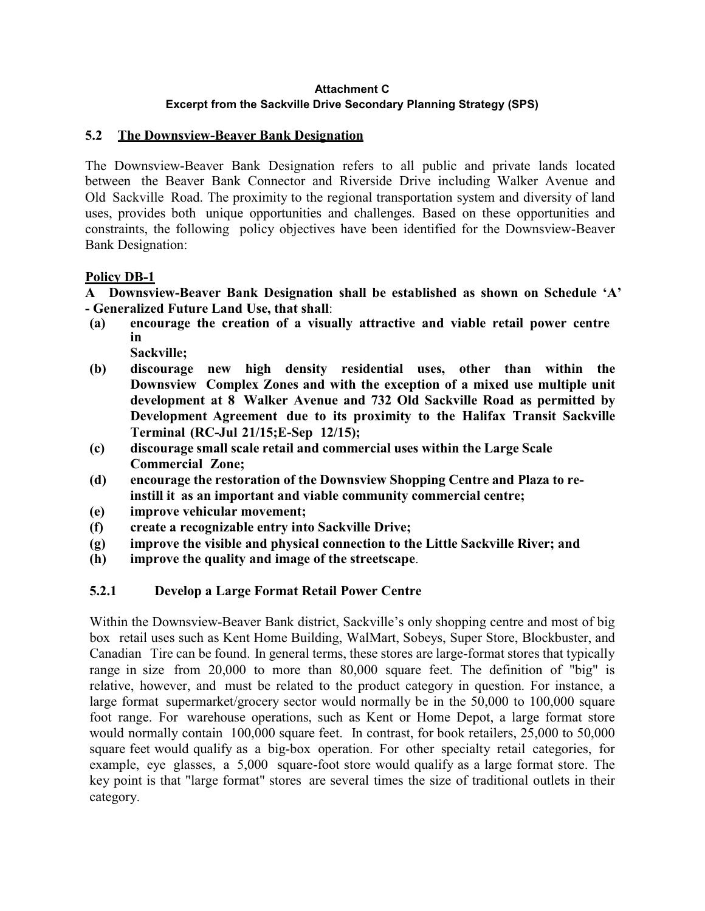**Attachment C**
**Excerpt from the Sackville Drive Secondary Planning Strategy (SPS)**

## 5.2 The Downsview-Beaver Bank Designation

The Downsview-Beaver Bank Designation refers to all public and private lands located between the Beaver Bank Connector and Riverside Drive including Walker Avenue and Old Sackville Road. The proximity to the regional transportation system and diversity of land uses, provides both unique opportunities and challenges. Based on these opportunities and constraints, the following policy objectives have been identified for the Downsview-Beaver Bank Designation:

**Policy DB-1**

**A Downsview-Beaver Bank Designation shall be established as shown on Schedule 'A' - Generalized Future Land Use, that shall**:

- **(a) encourage the creation of a visually attractive and viable retail power centre in Sackville;**
- **(b) discourage new high density residential uses, other than within the Downsview Complex Zones and with the exception of a mixed use multiple unit development at 8 Walker Avenue and 732 Old Sackville Road as permitted by Development Agreement due to its proximity to the Halifax Transit Sackville Terminal (RC-Jul 21/15;E-Sep 12/15);**
- **(c) discourage small scale retail and commercial uses within the Large Scale Commercial Zone;**
- **(d) encourage the restoration of the Downsview Shopping Centre and Plaza to re-instill it as an important and viable community commercial centre;**
- **(e) improve vehicular movement;**
- **(f) create a recognizable entry into Sackville Drive;**
- **(g) improve the visible and physical connection to the Little Sackville River; and**
- **(h) improve the quality and image of the streetscape**.

### 5.2.1 Develop a Large Format Retail Power Centre

Within the Downsview-Beaver Bank district, Sackville's only shopping centre and most of big box retail uses such as Kent Home Building, WalMart, Sobeys, Super Store, Blockbuster, and Canadian Tire can be found. In general terms, these stores are large-format stores that typically range in size from 20,000 to more than 80,000 square feet. The definition of "big" is relative, however, and must be related to the product category in question. For instance, a large format supermarket/grocery sector would normally be in the 50,000 to 100,000 square foot range. For warehouse operations, such as Kent or Home Depot, a large format store would normally contain 100,000 square feet. In contrast, for book retailers, 25,000 to 50,000 square feet would qualify as a big-box operation. For other specialty retail categories, for example, eye glasses, a 5,000 square-foot store would qualify as a large format store. The key point is that "large format" stores are several times the size of traditional outlets in their category.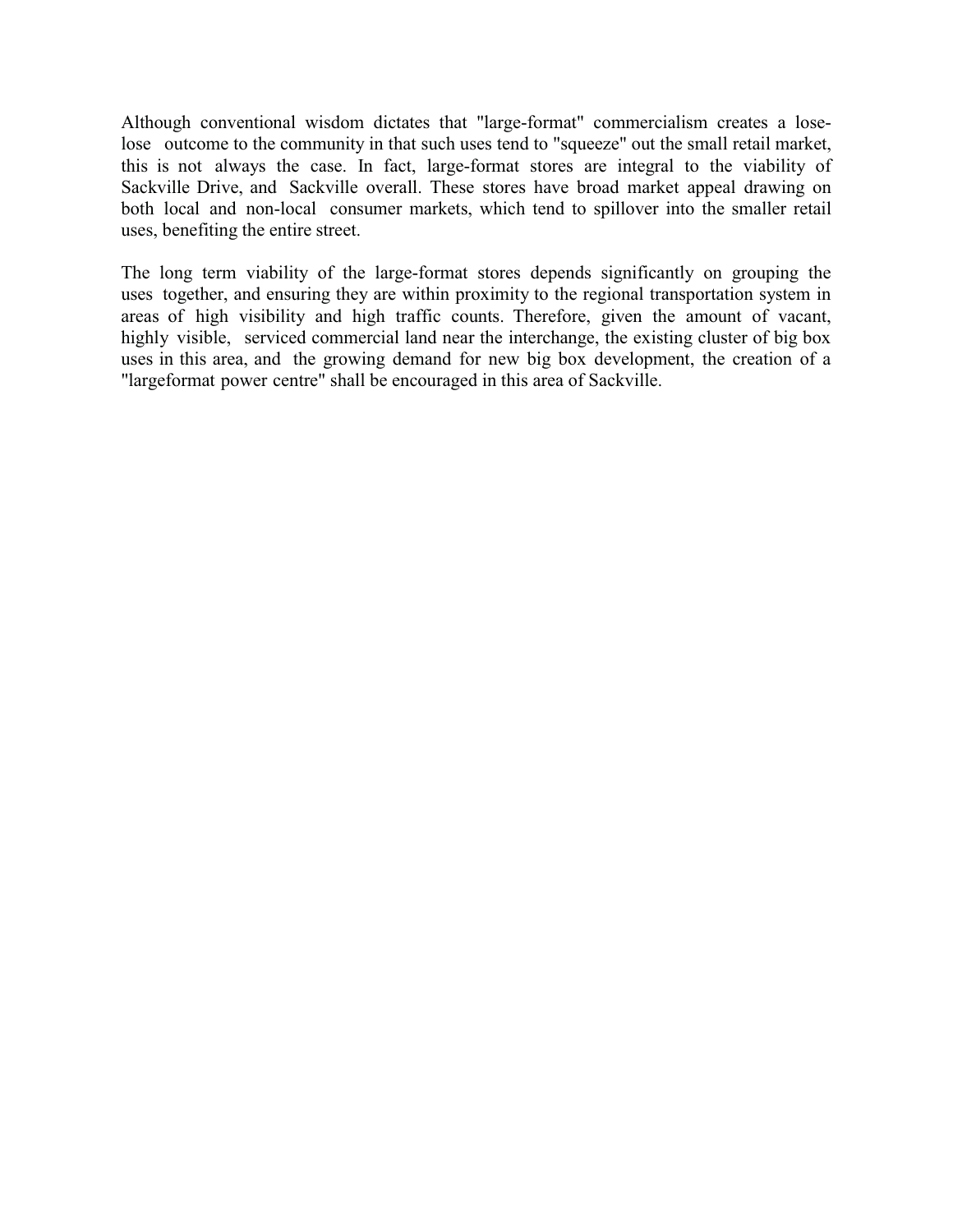Although conventional wisdom dictates that "large-format" commercialism creates a lose-lose outcome to the community in that such uses tend to "squeeze" out the small retail market, this is not always the case. In fact, large-format stores are integral to the viability of Sackville Drive, and Sackville overall. These stores have broad market appeal drawing on both local and non-local consumer markets, which tend to spillover into the smaller retail uses, benefiting the entire street.

The long term viability of the large-format stores depends significantly on grouping the uses together, and ensuring they are within proximity to the regional transportation system in areas of high visibility and high traffic counts. Therefore, given the amount of vacant, highly visible, serviced commercial land near the interchange, the existing cluster of big box uses in this area, and the growing demand for new big box development, the creation of a "largeformat power centre" shall be encouraged in this area of Sackville.